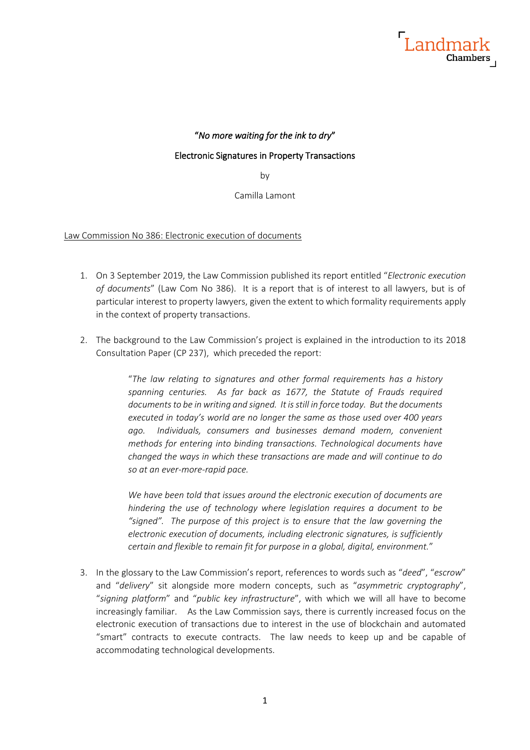*"No more waiting for the ink to dry"*

Electronic Signatures in Property Transactions

by

Camilla Lamont

Law Commission No 386: Electronic execution of documents

1. On 3 September 2019, the Law Commission published its report entitled "*Electronic execution of documents*" (Law Com No 386). It is a report that is of interest to all lawyers, but is of particular interest to property lawyers, given the extent to which formality requirements apply in the context of property transactions.

2. The background to the Law Commission's project is explained in the introduction to its 2018 Consultation Paper (CP 237), which preceded the report:

   "*The law relating to signatures and other formal requirements has a history spanning centuries. As far back as 1677, the Statute of Frauds required documents to be in writing and signed. It is still in force today. But the documents executed in today's world are no longer the same as those used over 400 years ago. Individuals, consumers and businesses demand modern, convenient methods for entering into binding transactions. Technological documents have changed the ways in which these transactions are made and will continue to do so at an ever-more-rapid pace.*

   *We have been told that issues around the electronic execution of documents are hindering the use of technology where legislation requires a document to be "signed". The purpose of this project is to ensure that the law governing the electronic execution of documents, including electronic signatures, is sufficiently certain and flexible to remain fit for purpose in a global, digital, environment.*"

3. In the glossary to the Law Commission's report, references to words such as "*deed*", "*escrow*" and "*delivery*" sit alongside more modern concepts, such as "*asymmetric cryptography*", "*signing platform*" and "*public key infrastructure*", with which we will all have to become increasingly familiar. As the Law Commission says, there is currently increased focus on the electronic execution of transactions due to interest in the use of blockchain and automated "smart" contracts to execute contracts. The law needs to keep up and be capable of accommodating technological developments.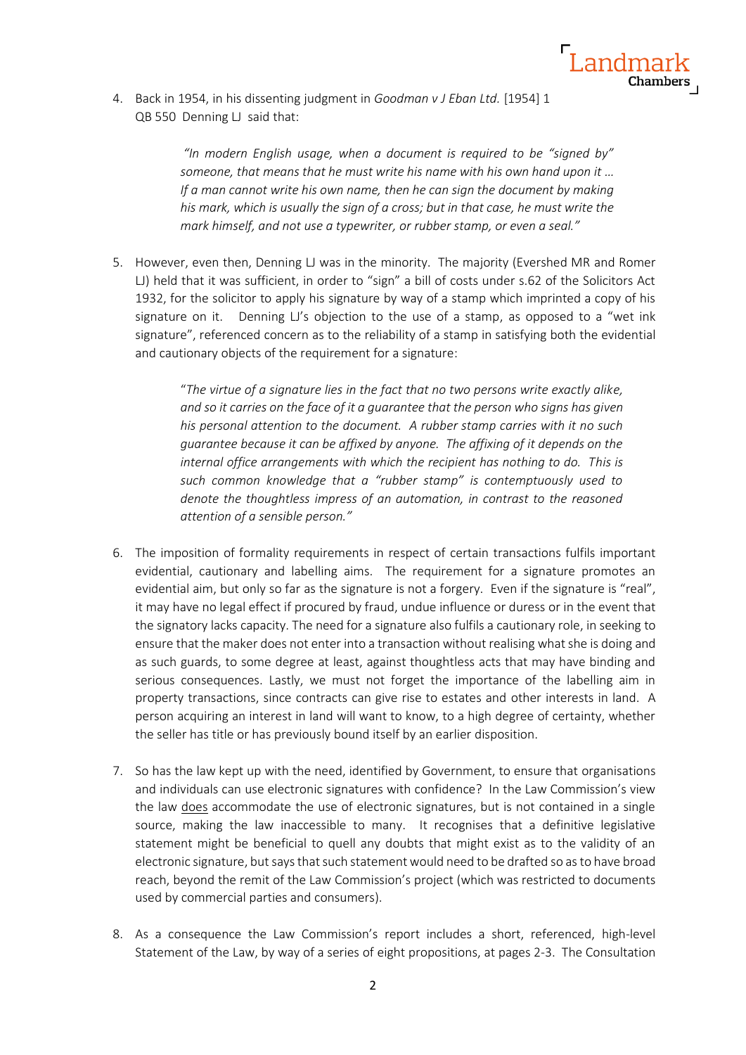4. Back in 1954, in his dissenting judgment in *Goodman v J Eban Ltd.* [1954] 1 QB 550 Denning LJ said that:

> *"In modern English usage, when a document is required to be "signed by" someone, that means that he must write his name with his own hand upon it … If a man cannot write his own name, then he can sign the document by making his mark, which is usually the sign of a cross; but in that case, he must write the mark himself, and not use a typewriter, or rubber stamp, or even a seal."*

5. However, even then, Denning LJ was in the minority. The majority (Evershed MR and Romer LJ) held that it was sufficient, in order to "sign" a bill of costs under s.62 of the Solicitors Act 1932, for the solicitor to apply his signature by way of a stamp which imprinted a copy of his signature on it. Denning LJ's objection to the use of a stamp, as opposed to a "wet ink signature", referenced concern as to the reliability of a stamp in satisfying both the evidential and cautionary objects of the requirement for a signature:

> "*The virtue of a signature lies in the fact that no two persons write exactly alike, and so it carries on the face of it a guarantee that the person who signs has given his personal attention to the document. A rubber stamp carries with it no such guarantee because it can be affixed by anyone. The affixing of it depends on the internal office arrangements with which the recipient has nothing to do. This is such common knowledge that a "rubber stamp" is contemptuously used to denote the thoughtless impress of an automation, in contrast to the reasoned attention of a sensible person."*

6. The imposition of formality requirements in respect of certain transactions fulfils important evidential, cautionary and labelling aims. The requirement for a signature promotes an evidential aim, but only so far as the signature is not a forgery. Even if the signature is "real", it may have no legal effect if procured by fraud, undue influence or duress or in the event that the signatory lacks capacity. The need for a signature also fulfils a cautionary role, in seeking to ensure that the maker does not enter into a transaction without realising what she is doing and as such guards, to some degree at least, against thoughtless acts that may have binding and serious consequences. Lastly, we must not forget the importance of the labelling aim in property transactions, since contracts can give rise to estates and other interests in land. A person acquiring an interest in land will want to know, to a high degree of certainty, whether the seller has title or has previously bound itself by an earlier disposition.

7. So has the law kept up with the need, identified by Government, to ensure that organisations and individuals can use electronic signatures with confidence? In the Law Commission's view the law <u>does</u> accommodate the use of electronic signatures, but is not contained in a single source, making the law inaccessible to many. It recognises that a definitive legislative statement might be beneficial to quell any doubts that might exist as to the validity of an electronic signature, but says that such statement would need to be drafted so as to have broad reach, beyond the remit of the Law Commission's project (which was restricted to documents used by commercial parties and consumers).

8. As a consequence the Law Commission's report includes a short, referenced, high-level Statement of the Law, by way of a series of eight propositions, at pages 2-3. The Consultation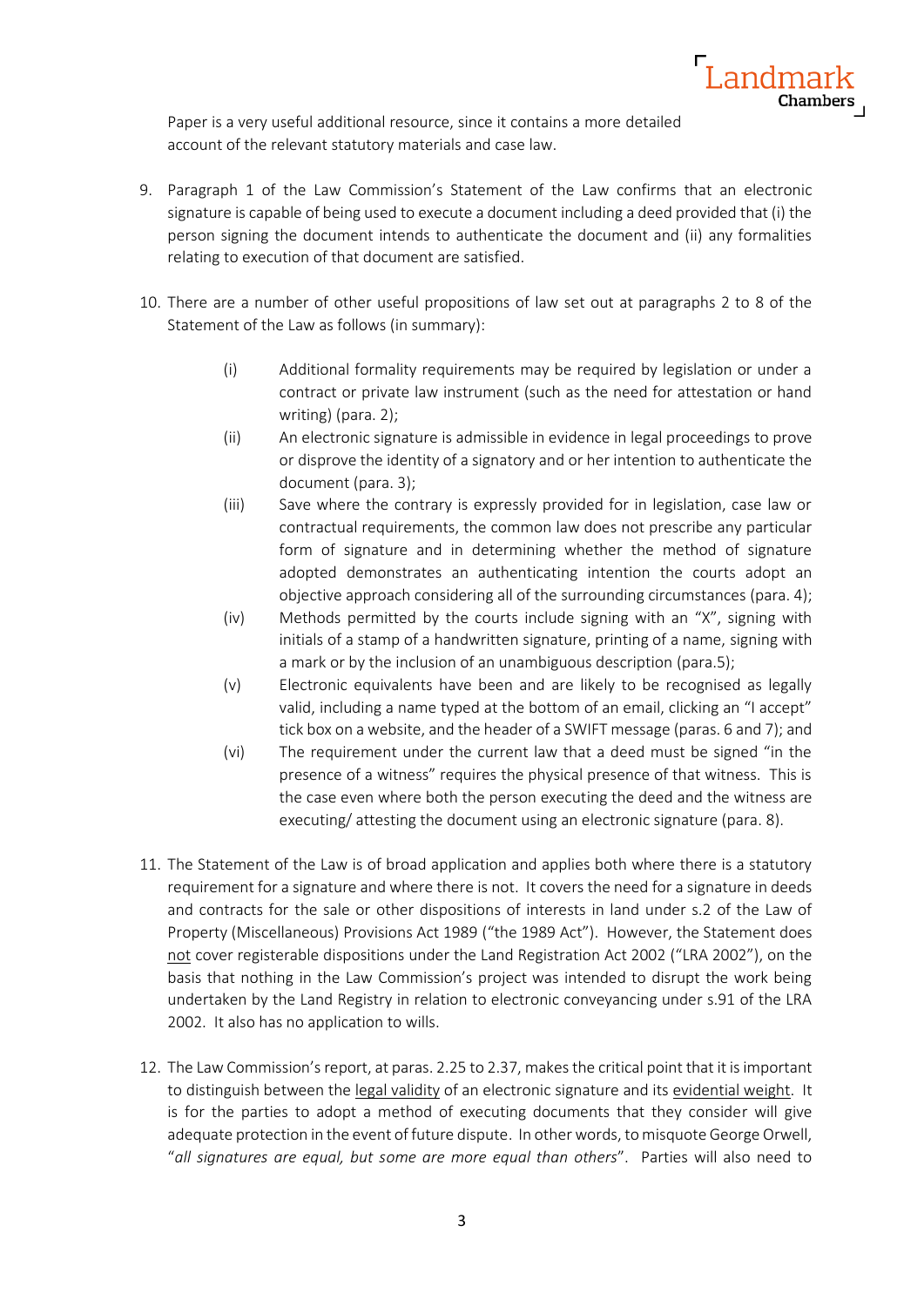Paper is a very useful additional resource, since it contains a more detailed account of the relevant statutory materials and case law.

9. Paragraph 1 of the Law Commission's Statement of the Law confirms that an electronic signature is capable of being used to execute a document including a deed provided that (i) the person signing the document intends to authenticate the document and (ii) any formalities relating to execution of that document are satisfied.

10. There are a number of other useful propositions of law set out at paragraphs 2 to 8 of the Statement of the Law as follows (in summary):

    (i) Additional formality requirements may be required by legislation or under a contract or private law instrument (such as the need for attestation or hand writing) (para. 2);

    (ii) An electronic signature is admissible in evidence in legal proceedings to prove or disprove the identity of a signatory and or her intention to authenticate the document (para. 3);

    (iii) Save where the contrary is expressly provided for in legislation, case law or contractual requirements, the common law does not prescribe any particular form of signature and in determining whether the method of signature adopted demonstrates an authenticating intention the courts adopt an objective approach considering all of the surrounding circumstances (para. 4);

    (iv) Methods permitted by the courts include signing with an "X", signing with initials of a stamp of a handwritten signature, printing of a name, signing with a mark or by the inclusion of an unambiguous description (para.5);

    (v) Electronic equivalents have been and are likely to be recognised as legally valid, including a name typed at the bottom of an email, clicking an "I accept" tick box on a website, and the header of a SWIFT message (paras. 6 and 7); and

    (vi) The requirement under the current law that a deed must be signed "in the presence of a witness" requires the physical presence of that witness. This is the case even where both the person executing the deed and the witness are executing/ attesting the document using an electronic signature (para. 8).

11. The Statement of the Law is of broad application and applies both where there is a statutory requirement for a signature and where there is not. It covers the need for a signature in deeds and contracts for the sale or other dispositions of interests in land under s.2 of the Law of Property (Miscellaneous) Provisions Act 1989 ("the 1989 Act"). However, the Statement does not cover registerable dispositions under the Land Registration Act 2002 ("LRA 2002"), on the basis that nothing in the Law Commission's project was intended to disrupt the work being undertaken by the Land Registry in relation to electronic conveyancing under s.91 of the LRA 2002. It also has no application to wills.

12. The Law Commission's report, at paras. 2.25 to 2.37, makes the critical point that it is important to distinguish between the legal validity of an electronic signature and its evidential weight. It is for the parties to adopt a method of executing documents that they consider will give adequate protection in the event of future dispute. In other words, to misquote George Orwell, "*all signatures are equal, but some are more equal than others*". Parties will also need to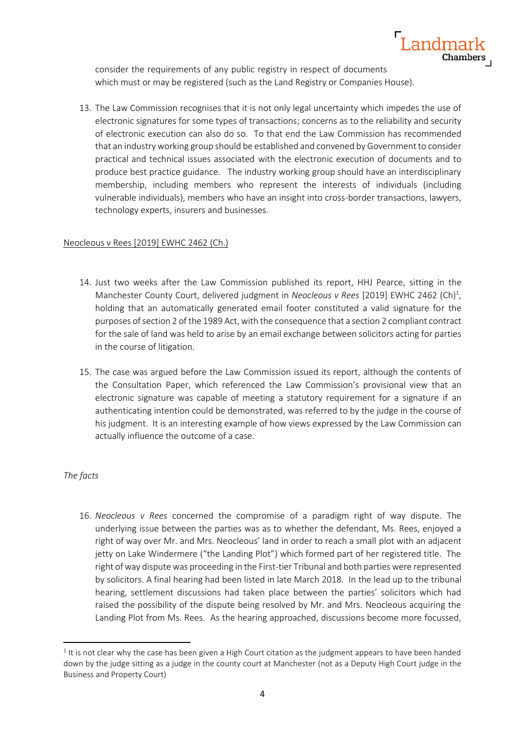consider the requirements of any public registry in respect of documents which must or may be registered (such as the Land Registry or Companies House).

13. The Law Commission recognises that it is not only legal uncertainty which impedes the use of electronic signatures for some types of transactions; concerns as to the reliability and security of electronic execution can also do so. To that end the Law Commission has recommended that an industry working group should be established and convened by Government to consider practical and technical issues associated with the electronic execution of documents and to produce best practice guidance. The industry working group should have an interdisciplinary membership, including members who represent the interests of individuals (including vulnerable individuals), members who have an insight into cross-border transactions, lawyers, technology experts, insurers and businesses.

<u>Neocleous v Rees [2019] EWHC 2462 (Ch.)</u>

14. Just two weeks after the Law Commission published its report, HHJ Pearce, sitting in the Manchester County Court, delivered judgment in *Neocleous v Rees* [2019] EWHC 2462 (Ch)[1], holding that an automatically generated email footer constituted a valid signature for the purposes of section 2 of the 1989 Act, with the consequence that a section 2 compliant contract for the sale of land was held to arise by an email exchange between solicitors acting for parties in the course of litigation.

15. The case was argued before the Law Commission issued its report, although the contents of the Consultation Paper, which referenced the Law Commission's provisional view that an electronic signature was capable of meeting a statutory requirement for a signature if an authenticating intention could be demonstrated, was referred to by the judge in the course of his judgment. It is an interesting example of how views expressed by the Law Commission can actually influence the outcome of a case.

*The facts*

16. *Neocleous v Rees* concerned the compromise of a paradigm right of way dispute. The underlying issue between the parties was as to whether the defendant, Ms. Rees, enjoyed a right of way over Mr. and Mrs. Neocleous' land in order to reach a small plot with an adjacent jetty on Lake Windermere ("the Landing Plot") which formed part of her registered title. The right of way dispute was proceeding in the First-tier Tribunal and both parties were represented by solicitors. A final hearing had been listed in late March 2018. In the lead up to the tribunal hearing, settlement discussions had taken place between the parties' solicitors which had raised the possibility of the dispute being resolved by Mr. and Mrs. Neocleous acquiring the Landing Plot from Ms. Rees. As the hearing approached, discussions become more focussed,

[1] It is not clear why the case has been given a High Court citation as the judgment appears to have been handed down by the judge sitting as a judge in the county court at Manchester (not as a Deputy High Court judge in the Business and Property Court)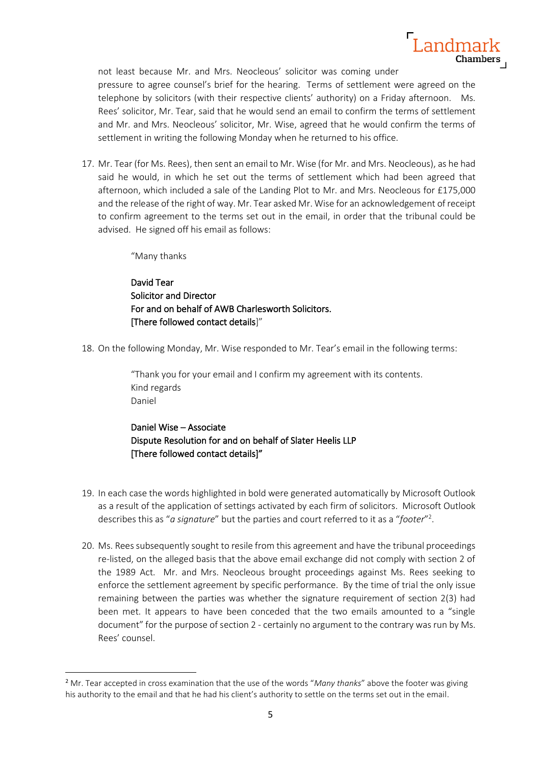not least because Mr. and Mrs. Neocleous' solicitor was coming under pressure to agree counsel's brief for the hearing. Terms of settlement were agreed on the telephone by solicitors (with their respective clients' authority) on a Friday afternoon. Ms. Rees' solicitor, Mr. Tear, said that he would send an email to confirm the terms of settlement and Mr. and Mrs. Neocleous' solicitor, Mr. Wise, agreed that he would confirm the terms of settlement in writing the following Monday when he returned to his office.

17. Mr. Tear (for Ms. Rees), then sent an email to Mr. Wise (for Mr. and Mrs. Neocleous), as he had said he would, in which he set out the terms of settlement which had been agreed that afternoon, which included a sale of the Landing Plot to Mr. and Mrs. Neocleous for £175,000 and the release of the right of way. Mr. Tear asked Mr. Wise for an acknowledgement of receipt to confirm agreement to the terms set out in the email, in order that the tribunal could be advised. He signed off his email as follows:

> "Many thanks
>
> **David Tear**
> **Solicitor and Director**
> **For and on behalf of AWB Charlesworth Solicitors.**
> **[There followed contact details]**"

18. On the following Monday, Mr. Wise responded to Mr. Tear's email in the following terms:

> "Thank you for your email and I confirm my agreement with its contents.
> Kind regards
> Daniel
>
> **Daniel Wise – Associate**
> **Dispute Resolution for and on behalf of Slater Heelis LLP**
> **[There followed contact details]"**

19. In each case the words highlighted in bold were generated automatically by Microsoft Outlook as a result of the application of settings activated by each firm of solicitors. Microsoft Outlook describes this as "*a signature*" but the parties and court referred to it as a "*footer*"[2].

20. Ms. Rees subsequently sought to resile from this agreement and have the tribunal proceedings re-listed, on the alleged basis that the above email exchange did not comply with section 2 of the 1989 Act. Mr. and Mrs. Neocleous brought proceedings against Ms. Rees seeking to enforce the settlement agreement by specific performance. By the time of trial the only issue remaining between the parties was whether the signature requirement of section 2(3) had been met. It appears to have been conceded that the two emails amounted to a "single document" for the purpose of section 2 - certainly no argument to the contrary was run by Ms. Rees' counsel.

---

[2] Mr. Tear accepted in cross examination that the use of the words "*Many thanks*" above the footer was giving his authority to the email and that he had his client's authority to settle on the terms set out in the email.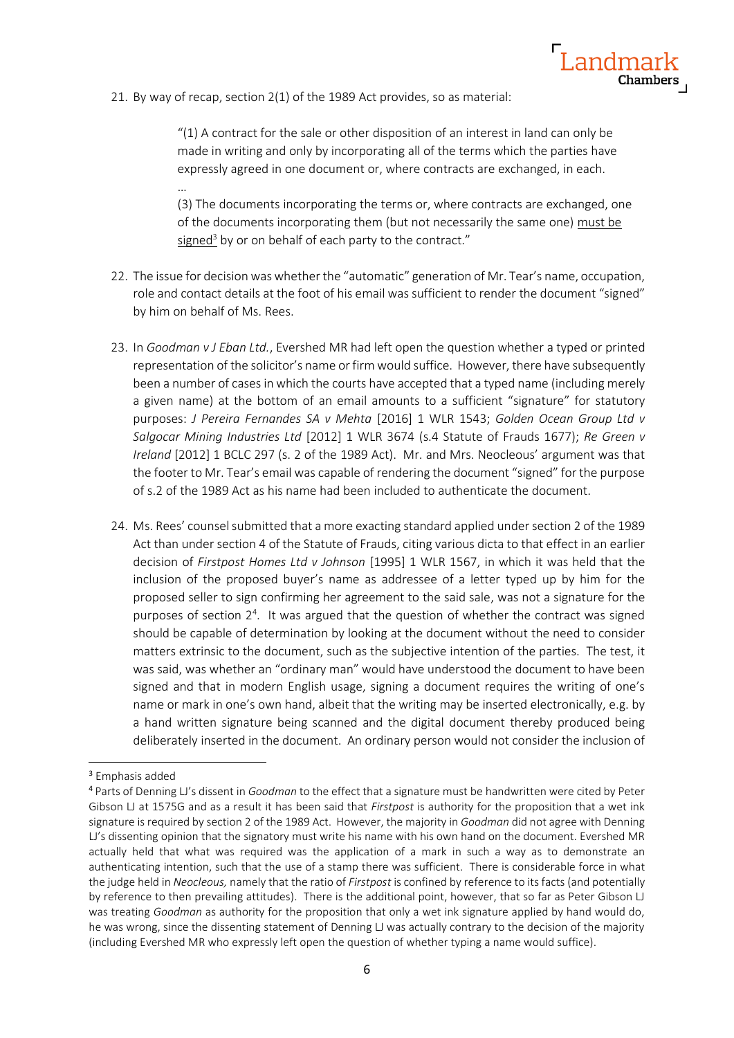21. By way of recap, section 2(1) of the 1989 Act provides, so as material:

> "(1) A contract for the sale or other disposition of an interest in land can only be made in writing and only by incorporating all of the terms which the parties have expressly agreed in one document or, where contracts are exchanged, in each.
>
> …
>
> (3) The documents incorporating the terms or, where contracts are exchanged, one of the documents incorporating them (but not necessarily the same one) <u>must be signed</u>[3] by or on behalf of each party to the contract."

22. The issue for decision was whether the "automatic" generation of Mr. Tear's name, occupation, role and contact details at the foot of his email was sufficient to render the document "signed" by him on behalf of Ms. Rees.

23. In *Goodman v J Eban Ltd.*, Evershed MR had left open the question whether a typed or printed representation of the solicitor's name or firm would suffice. However, there have subsequently been a number of cases in which the courts have accepted that a typed name (including merely a given name) at the bottom of an email amounts to a sufficient "signature" for statutory purposes: *J Pereira Fernandes SA v Mehta* [2016] 1 WLR 1543; *Golden Ocean Group Ltd v Salgocar Mining Industries Ltd* [2012] 1 WLR 3674 (s.4 Statute of Frauds 1677); *Re Green v Ireland* [2012] 1 BCLC 297 (s. 2 of the 1989 Act). Mr. and Mrs. Neocleous' argument was that the footer to Mr. Tear's email was capable of rendering the document "signed" for the purpose of s.2 of the 1989 Act as his name had been included to authenticate the document.

24. Ms. Rees' counsel submitted that a more exacting standard applied under section 2 of the 1989 Act than under section 4 of the Statute of Frauds, citing various dicta to that effect in an earlier decision of *Firstpost Homes Ltd v Johnson* [1995] 1 WLR 1567, in which it was held that the inclusion of the proposed buyer's name as addressee of a letter typed up by him for the proposed seller to sign confirming her agreement to the said sale, was not a signature for the purposes of section 2[4]. It was argued that the question of whether the contract was signed should be capable of determination by looking at the document without the need to consider matters extrinsic to the document, such as the subjective intention of the parties. The test, it was said, was whether an "ordinary man" would have understood the document to have been signed and that in modern English usage, signing a document requires the writing of one's name or mark in one's own hand, albeit that the writing may be inserted electronically, e.g. by a hand written signature being scanned and the digital document thereby produced being deliberately inserted in the document. An ordinary person would not consider the inclusion of

---

[3] Emphasis added

[4] Parts of Denning LJ's dissent in *Goodman* to the effect that a signature must be handwritten were cited by Peter Gibson LJ at 1575G and as a result it has been said that *Firstpost* is authority for the proposition that a wet ink signature is required by section 2 of the 1989 Act. However, the majority in *Goodman* did not agree with Denning LJ's dissenting opinion that the signatory must write his name with his own hand on the document. Evershed MR actually held that what was required was the application of a mark in such a way as to demonstrate an authenticating intention, such that the use of a stamp there was sufficient. There is considerable force in what the judge held in *Neocleous,* namely that the ratio of *Firstpost* is confined by reference to its facts (and potentially by reference to then prevailing attitudes). There is the additional point, however, that so far as Peter Gibson LJ was treating *Goodman* as authority for the proposition that only a wet ink signature applied by hand would do, he was wrong, since the dissenting statement of Denning LJ was actually contrary to the decision of the majority (including Evershed MR who expressly left open the question of whether typing a name would suffice).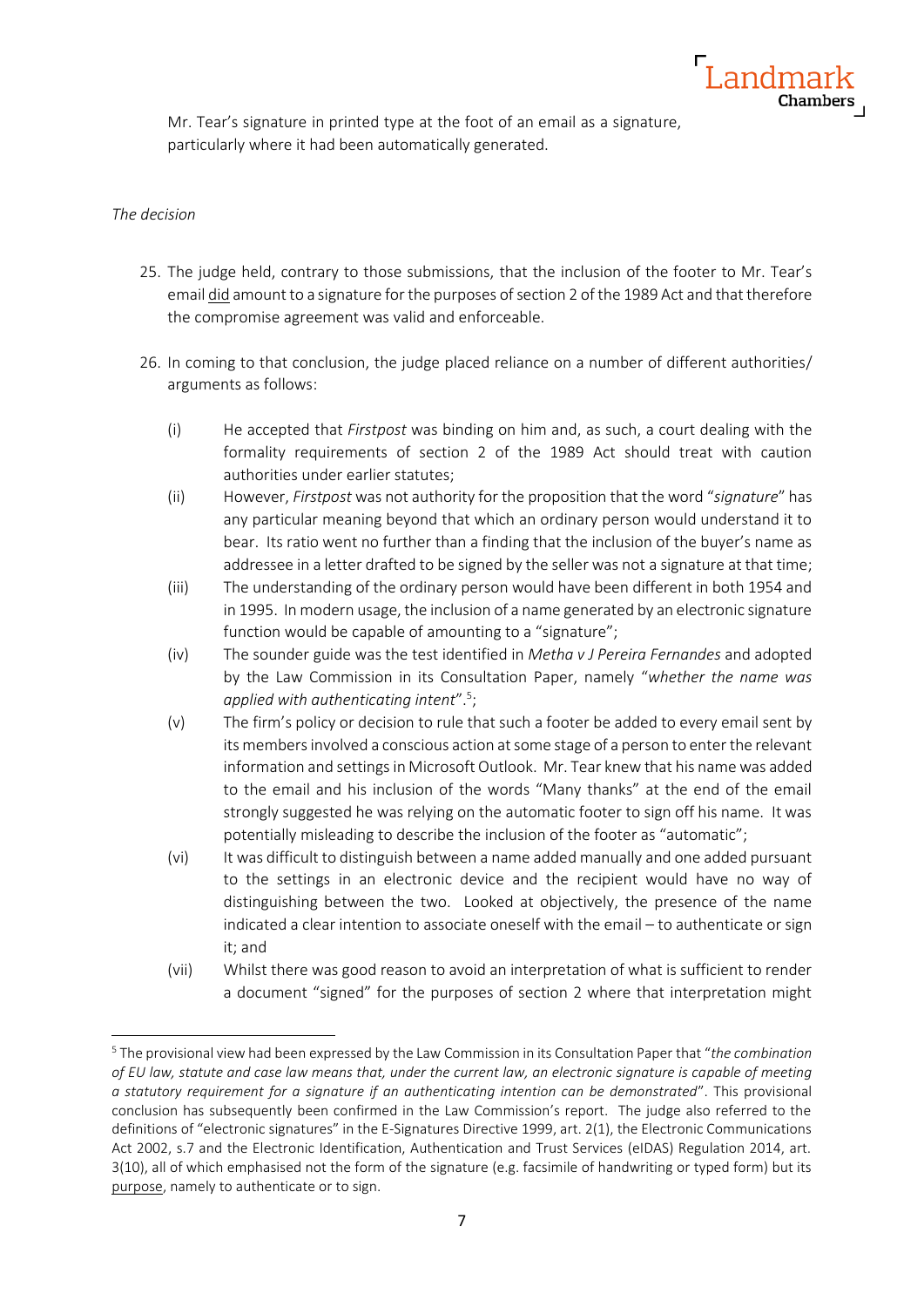Mr. Tear's signature in printed type at the foot of an email as a signature, particularly where it had been automatically generated.

*The decision*

25. The judge held, contrary to those submissions, that the inclusion of the footer to Mr. Tear's email did amount to a signature for the purposes of section 2 of the 1989 Act and that therefore the compromise agreement was valid and enforceable.

26. In coming to that conclusion, the judge placed reliance on a number of different authorities/ arguments as follows:

    (i) He accepted that *Firstpost* was binding on him and, as such, a court dealing with the formality requirements of section 2 of the 1989 Act should treat with caution authorities under earlier statutes;

    (ii) However, *Firstpost* was not authority for the proposition that the word "*signature*" has any particular meaning beyond that which an ordinary person would understand it to bear. Its ratio went no further than a finding that the inclusion of the buyer's name as addressee in a letter drafted to be signed by the seller was not a signature at that time;

    (iii) The understanding of the ordinary person would have been different in both 1954 and in 1995. In modern usage, the inclusion of a name generated by an electronic signature function would be capable of amounting to a "signature";

    (iv) The sounder guide was the test identified in *Metha v J Pereira Fernandes* and adopted by the Law Commission in its Consultation Paper, namely "*whether the name was applied with authenticating intent*".[5];

    (v) The firm's policy or decision to rule that such a footer be added to every email sent by its members involved a conscious action at some stage of a person to enter the relevant information and settings in Microsoft Outlook. Mr. Tear knew that his name was added to the email and his inclusion of the words "Many thanks" at the end of the email strongly suggested he was relying on the automatic footer to sign off his name. It was potentially misleading to describe the inclusion of the footer as "automatic";

    (vi) It was difficult to distinguish between a name added manually and one added pursuant to the settings in an electronic device and the recipient would have no way of distinguishing between the two. Looked at objectively, the presence of the name indicated a clear intention to associate oneself with the email – to authenticate or sign it; and

    (vii) Whilst there was good reason to avoid an interpretation of what is sufficient to render a document "signed" for the purposes of section 2 where that interpretation might

[5] The provisional view had been expressed by the Law Commission in its Consultation Paper that "*the combination of EU law, statute and case law means that, under the current law, an electronic signature is capable of meeting a statutory requirement for a signature if an authenticating intention can be demonstrated*". This provisional conclusion has subsequently been confirmed in the Law Commission's report. The judge also referred to the definitions of "electronic signatures" in the E-Signatures Directive 1999, art. 2(1), the Electronic Communications Act 2002, s.7 and the Electronic Identification, Authentication and Trust Services (eIDAS) Regulation 2014, art. 3(10), all of which emphasised not the form of the signature (e.g. facsimile of handwriting or typed form) but its purpose, namely to authenticate or to sign.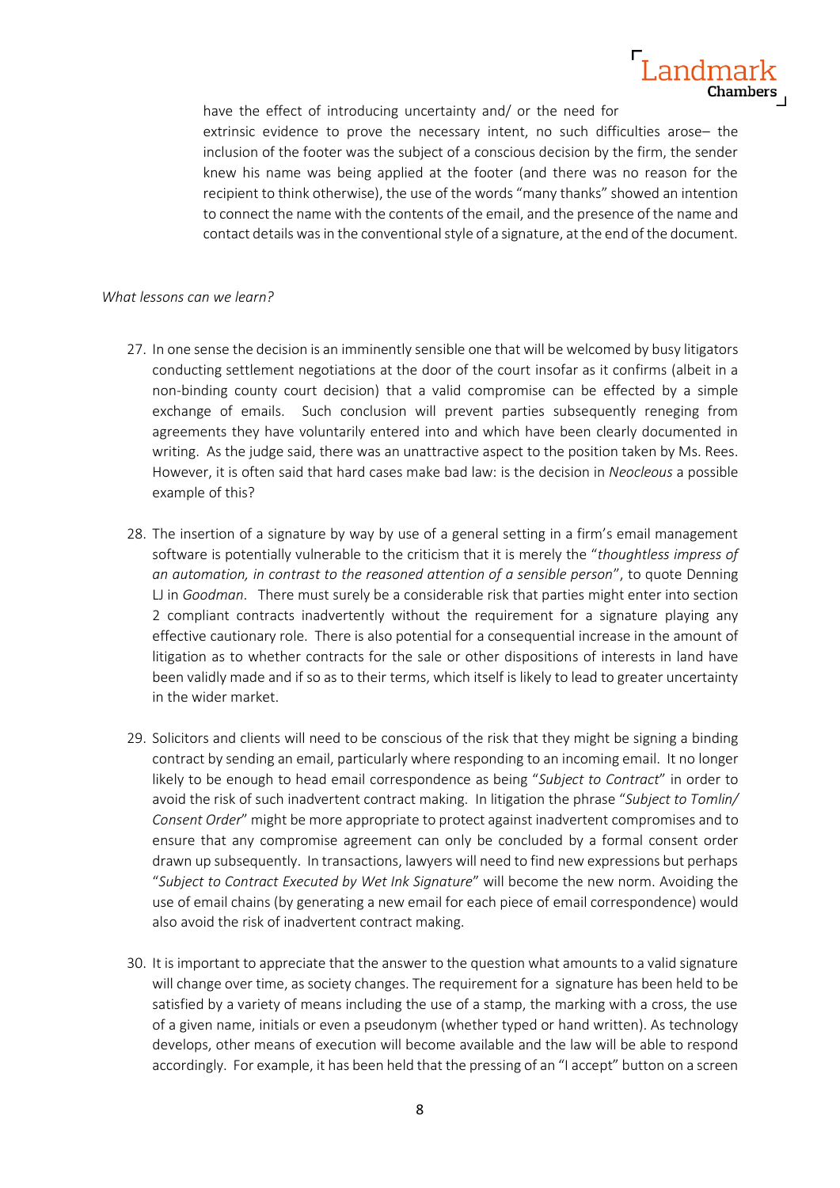have the effect of introducing uncertainty and/ or the need for extrinsic evidence to prove the necessary intent, no such difficulties arose– the inclusion of the footer was the subject of a conscious decision by the firm, the sender knew his name was being applied at the footer (and there was no reason for the recipient to think otherwise), the use of the words "many thanks" showed an intention to connect the name with the contents of the email, and the presence of the name and contact details was in the conventional style of a signature, at the end of the document.

*What lessons can we learn?*

27. In one sense the decision is an imminently sensible one that will be welcomed by busy litigators conducting settlement negotiations at the door of the court insofar as it confirms (albeit in a non-binding county court decision) that a valid compromise can be effected by a simple exchange of emails. Such conclusion will prevent parties subsequently reneging from agreements they have voluntarily entered into and which have been clearly documented in writing. As the judge said, there was an unattractive aspect to the position taken by Ms. Rees. However, it is often said that hard cases make bad law: is the decision in *Neocleous* a possible example of this?

28. The insertion of a signature by way by use of a general setting in a firm's email management software is potentially vulnerable to the criticism that it is merely the "*thoughtless impress of an automation, in contrast to the reasoned attention of a sensible person*", to quote Denning LJ in *Goodman*. There must surely be a considerable risk that parties might enter into section 2 compliant contracts inadvertently without the requirement for a signature playing any effective cautionary role. There is also potential for a consequential increase in the amount of litigation as to whether contracts for the sale or other dispositions of interests in land have been validly made and if so as to their terms, which itself is likely to lead to greater uncertainty in the wider market.

29. Solicitors and clients will need to be conscious of the risk that they might be signing a binding contract by sending an email, particularly where responding to an incoming email. It no longer likely to be enough to head email correspondence as being "*Subject to Contract*" in order to avoid the risk of such inadvertent contract making. In litigation the phrase "*Subject to Tomlin/ Consent Order*" might be more appropriate to protect against inadvertent compromises and to ensure that any compromise agreement can only be concluded by a formal consent order drawn up subsequently. In transactions, lawyers will need to find new expressions but perhaps "*Subject to Contract Executed by Wet Ink Signature*" will become the new norm. Avoiding the use of email chains (by generating a new email for each piece of email correspondence) would also avoid the risk of inadvertent contract making.

30. It is important to appreciate that the answer to the question what amounts to a valid signature will change over time, as society changes. The requirement for a signature has been held to be satisfied by a variety of means including the use of a stamp, the marking with a cross, the use of a given name, initials or even a pseudonym (whether typed or hand written). As technology develops, other means of execution will become available and the law will be able to respond accordingly. For example, it has been held that the pressing of an "I accept" button on a screen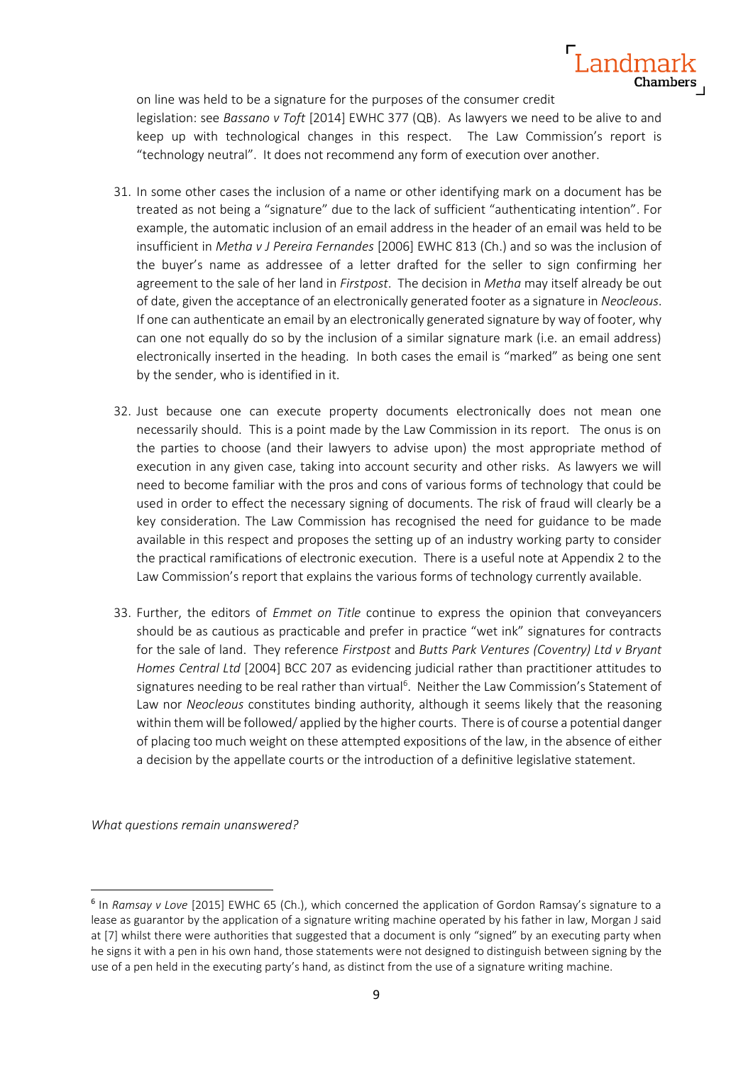on line was held to be a signature for the purposes of the consumer credit legislation: see *Bassano v Toft* [2014] EWHC 377 (QB). As lawyers we need to be alive to and keep up with technological changes in this respect. The Law Commission's report is "technology neutral". It does not recommend any form of execution over another.

31. In some other cases the inclusion of a name or other identifying mark on a document has be treated as not being a "signature" due to the lack of sufficient "authenticating intention". For example, the automatic inclusion of an email address in the header of an email was held to be insufficient in *Metha v J Pereira Fernandes* [2006] EWHC 813 (Ch.) and so was the inclusion of the buyer's name as addressee of a letter drafted for the seller to sign confirming her agreement to the sale of her land in *Firstpost*. The decision in *Metha* may itself already be out of date, given the acceptance of an electronically generated footer as a signature in *Neocleous*. If one can authenticate an email by an electronically generated signature by way of footer, why can one not equally do so by the inclusion of a similar signature mark (i.e. an email address) electronically inserted in the heading. In both cases the email is "marked" as being one sent by the sender, who is identified in it.

32. Just because one can execute property documents electronically does not mean one necessarily should. This is a point made by the Law Commission in its report. The onus is on the parties to choose (and their lawyers to advise upon) the most appropriate method of execution in any given case, taking into account security and other risks. As lawyers we will need to become familiar with the pros and cons of various forms of technology that could be used in order to effect the necessary signing of documents. The risk of fraud will clearly be a key consideration. The Law Commission has recognised the need for guidance to be made available in this respect and proposes the setting up of an industry working party to consider the practical ramifications of electronic execution. There is a useful note at Appendix 2 to the Law Commission's report that explains the various forms of technology currently available.

33. Further, the editors of *Emmet on Title* continue to express the opinion that conveyancers should be as cautious as practicable and prefer in practice "wet ink" signatures for contracts for the sale of land. They reference *Firstpost* and *Butts Park Ventures (Coventry) Ltd v Bryant Homes Central Ltd* [2004] BCC 207 as evidencing judicial rather than practitioner attitudes to signatures needing to be real rather than virtual[6]. Neither the Law Commission's Statement of Law nor *Neocleous* constitutes binding authority, although it seems likely that the reasoning within them will be followed/ applied by the higher courts. There is of course a potential danger of placing too much weight on these attempted expositions of the law, in the absence of either a decision by the appellate courts or the introduction of a definitive legislative statement.

*What questions remain unanswered?*

---

[6] In *Ramsay v Love* [2015] EWHC 65 (Ch.), which concerned the application of Gordon Ramsay's signature to a lease as guarantor by the application of a signature writing machine operated by his father in law, Morgan J said at [7] whilst there were authorities that suggested that a document is only "signed" by an executing party when he signs it with a pen in his own hand, those statements were not designed to distinguish between signing by the use of a pen held in the executing party's hand, as distinct from the use of a signature writing machine.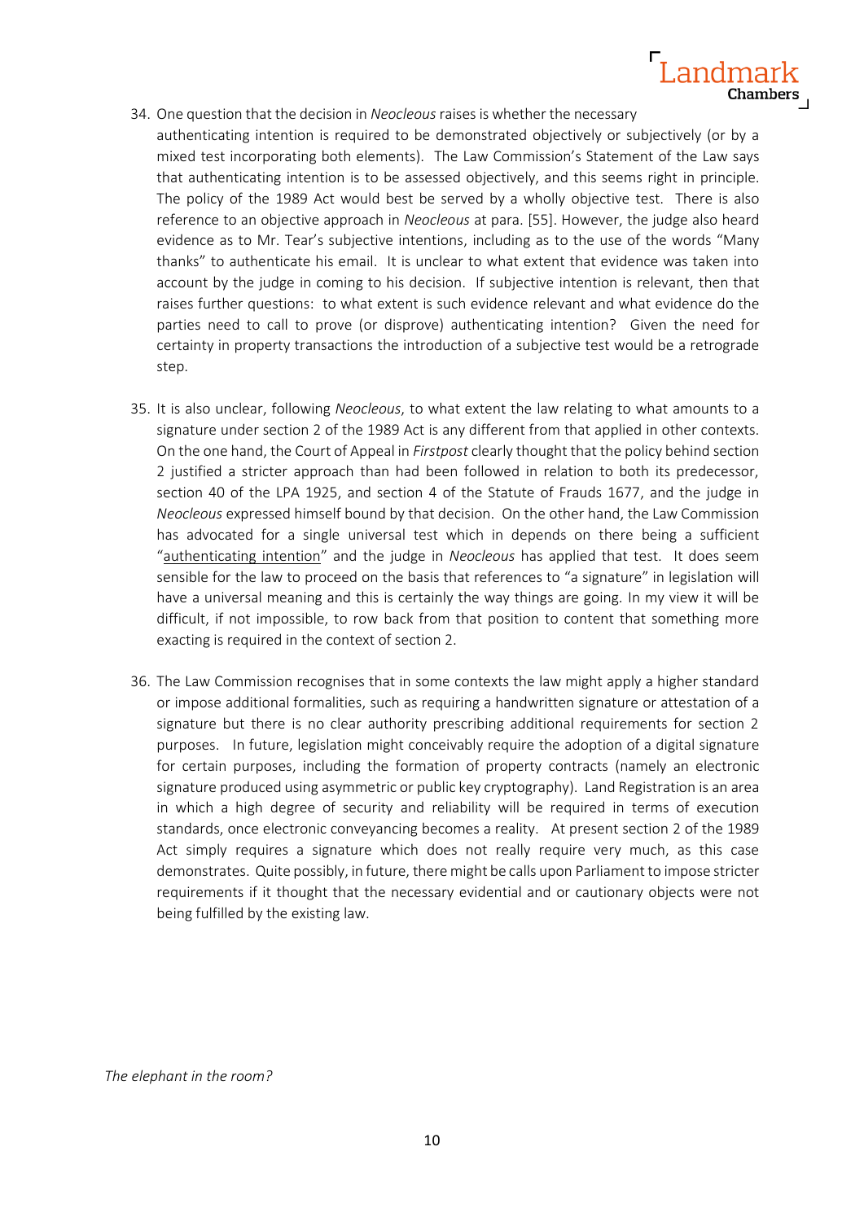34. One question that the decision in *Neocleous* raises is whether the necessary authenticating intention is required to be demonstrated objectively or subjectively (or by a mixed test incorporating both elements). The Law Commission's Statement of the Law says that authenticating intention is to be assessed objectively, and this seems right in principle. The policy of the 1989 Act would best be served by a wholly objective test. There is also reference to an objective approach in *Neocleous* at para. [55]. However, the judge also heard evidence as to Mr. Tear's subjective intentions, including as to the use of the words "Many thanks" to authenticate his email. It is unclear to what extent that evidence was taken into account by the judge in coming to his decision. If subjective intention is relevant, then that raises further questions: to what extent is such evidence relevant and what evidence do the parties need to call to prove (or disprove) authenticating intention? Given the need for certainty in property transactions the introduction of a subjective test would be a retrograde step.

35. It is also unclear, following *Neocleous*, to what extent the law relating to what amounts to a signature under section 2 of the 1989 Act is any different from that applied in other contexts. On the one hand, the Court of Appeal in *Firstpost* clearly thought that the policy behind section 2 justified a stricter approach than had been followed in relation to both its predecessor, section 40 of the LPA 1925, and section 4 of the Statute of Frauds 1677, and the judge in *Neocleous* expressed himself bound by that decision. On the other hand, the Law Commission has advocated for a single universal test which in depends on there being a sufficient "authenticating intention" and the judge in *Neocleous* has applied that test. It does seem sensible for the law to proceed on the basis that references to "a signature" in legislation will have a universal meaning and this is certainly the way things are going. In my view it will be difficult, if not impossible, to row back from that position to content that something more exacting is required in the context of section 2.

36. The Law Commission recognises that in some contexts the law might apply a higher standard or impose additional formalities, such as requiring a handwritten signature or attestation of a signature but there is no clear authority prescribing additional requirements for section 2 purposes. In future, legislation might conceivably require the adoption of a digital signature for certain purposes, including the formation of property contracts (namely an electronic signature produced using asymmetric or public key cryptography). Land Registration is an area in which a high degree of security and reliability will be required in terms of execution standards, once electronic conveyancing becomes a reality. At present section 2 of the 1989 Act simply requires a signature which does not really require very much, as this case demonstrates. Quite possibly, in future, there might be calls upon Parliament to impose stricter requirements if it thought that the necessary evidential and or cautionary objects were not being fulfilled by the existing law.

*The elephant in the room?*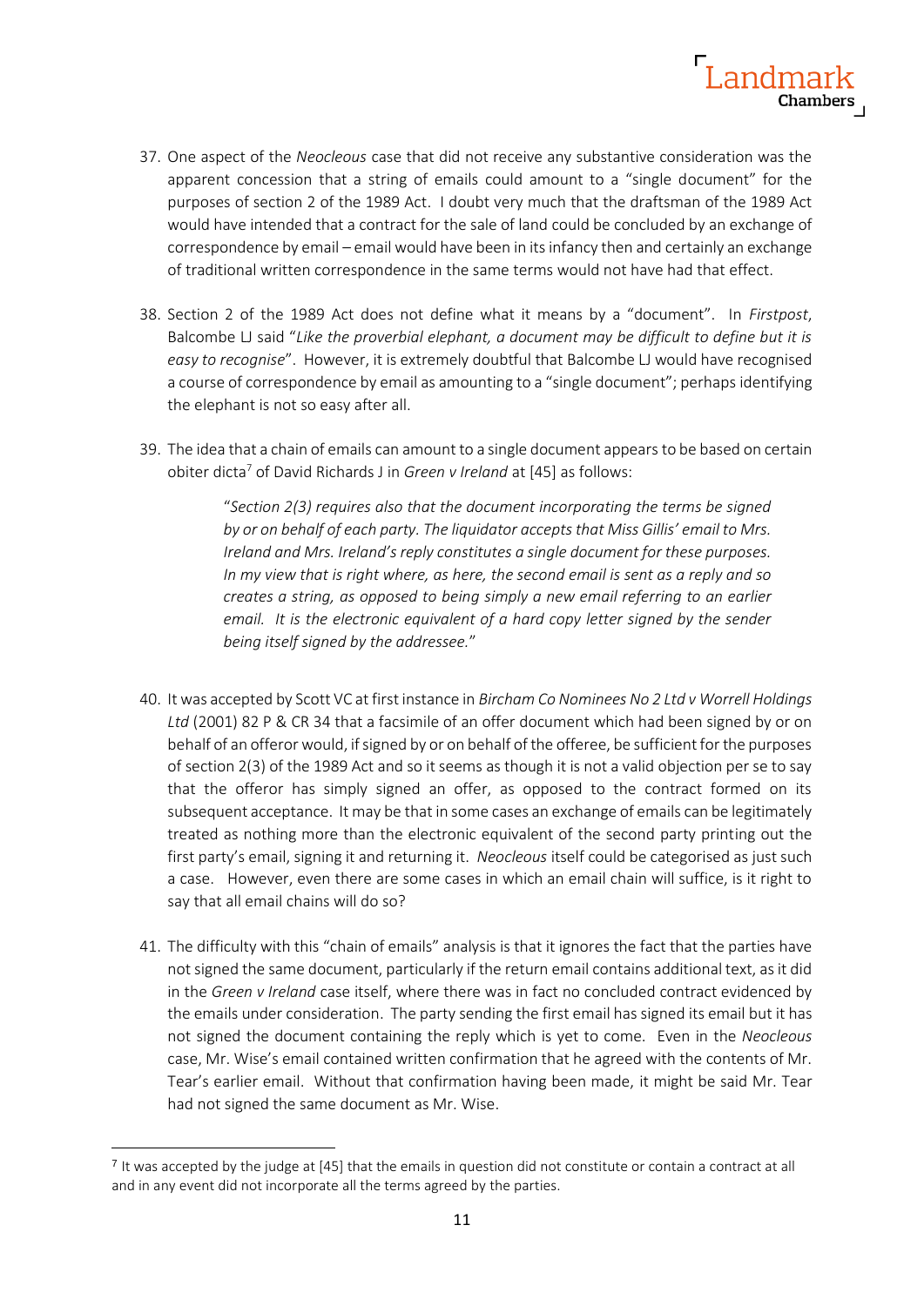37. One aspect of the *Neocleous* case that did not receive any substantive consideration was the apparent concession that a string of emails could amount to a "single document" for the purposes of section 2 of the 1989 Act. I doubt very much that the draftsman of the 1989 Act would have intended that a contract for the sale of land could be concluded by an exchange of correspondence by email – email would have been in its infancy then and certainly an exchange of traditional written correspondence in the same terms would not have had that effect.

38. Section 2 of the 1989 Act does not define what it means by a "document". In *Firstpost*, Balcombe LJ said "*Like the proverbial elephant, a document may be difficult to define but it is easy to recognise*". However, it is extremely doubtful that Balcombe LJ would have recognised a course of correspondence by email as amounting to a "single document"; perhaps identifying the elephant is not so easy after all.

39. The idea that a chain of emails can amount to a single document appears to be based on certain obiter dicta[7] of David Richards J in *Green v Ireland* at [45] as follows:

> "*Section 2(3) requires also that the document incorporating the terms be signed by or on behalf of each party. The liquidator accepts that Miss Gillis' email to Mrs. Ireland and Mrs. Ireland's reply constitutes a single document for these purposes. In my view that is right where, as here, the second email is sent as a reply and so creates a string, as opposed to being simply a new email referring to an earlier email. It is the electronic equivalent of a hard copy letter signed by the sender being itself signed by the addressee.*"

40. It was accepted by Scott VC at first instance in *Bircham Co Nominees No 2 Ltd v Worrell Holdings Ltd* (2001) 82 P & CR 34 that a facsimile of an offer document which had been signed by or on behalf of an offeror would, if signed by or on behalf of the offeree, be sufficient for the purposes of section 2(3) of the 1989 Act and so it seems as though it is not a valid objection per se to say that the offeror has simply signed an offer, as opposed to the contract formed on its subsequent acceptance. It may be that in some cases an exchange of emails can be legitimately treated as nothing more than the electronic equivalent of the second party printing out the first party's email, signing it and returning it. *Neocleous* itself could be categorised as just such a case. However, even there are some cases in which an email chain will suffice, is it right to say that all email chains will do so?

41. The difficulty with this "chain of emails" analysis is that it ignores the fact that the parties have not signed the same document, particularly if the return email contains additional text, as it did in the *Green v Ireland* case itself, where there was in fact no concluded contract evidenced by the emails under consideration. The party sending the first email has signed its email but it has not signed the document containing the reply which is yet to come. Even in the *Neocleous* case, Mr. Wise's email contained written confirmation that he agreed with the contents of Mr. Tear's earlier email. Without that confirmation having been made, it might be said Mr. Tear had not signed the same document as Mr. Wise.

---

[7] It was accepted by the judge at [45] that the emails in question did not constitute or contain a contract at all and in any event did not incorporate all the terms agreed by the parties.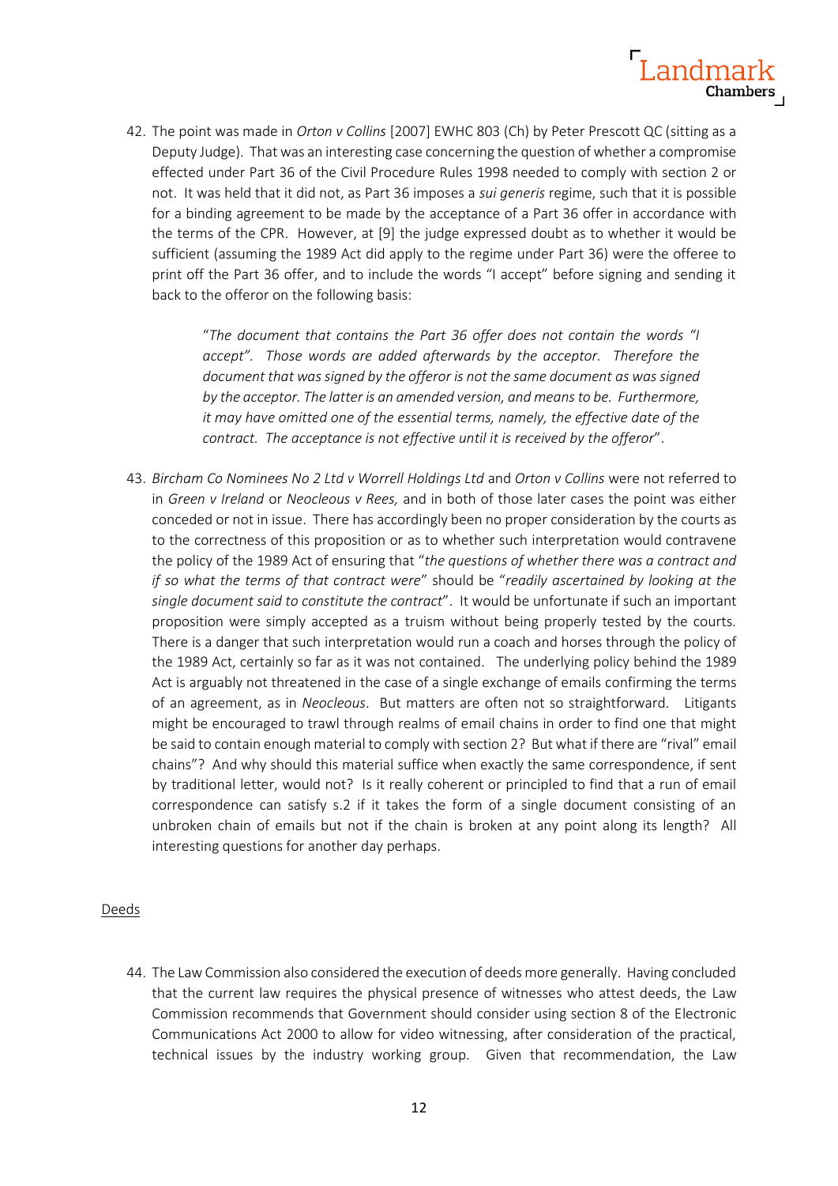42. The point was made in *Orton v Collins* [2007] EWHC 803 (Ch) by Peter Prescott QC (sitting as a Deputy Judge). That was an interesting case concerning the question of whether a compromise effected under Part 36 of the Civil Procedure Rules 1998 needed to comply with section 2 or not. It was held that it did not, as Part 36 imposes a *sui generis* regime, such that it is possible for a binding agreement to be made by the acceptance of a Part 36 offer in accordance with the terms of the CPR. However, at [9] the judge expressed doubt as to whether it would be sufficient (assuming the 1989 Act did apply to the regime under Part 36) were the offeree to print off the Part 36 offer, and to include the words "I accept" before signing and sending it back to the offeror on the following basis:

> "*The document that contains the Part 36 offer does not contain the words "I accept". Those words are added afterwards by the acceptor. Therefore the document that was signed by the offeror is not the same document as was signed by the acceptor. The latter is an amended version, and means to be. Furthermore, it may have omitted one of the essential terms, namely, the effective date of the contract. The acceptance is not effective until it is received by the offeror*".

43. *Bircham Co Nominees No 2 Ltd v Worrell Holdings Ltd* and *Orton v Collins* were not referred to in *Green v Ireland* or *Neocleous v Rees,* and in both of those later cases the point was either conceded or not in issue. There has accordingly been no proper consideration by the courts as to the correctness of this proposition or as to whether such interpretation would contravene the policy of the 1989 Act of ensuring that "*the questions of whether there was a contract and if so what the terms of that contract were*" should be "*readily ascertained by looking at the single document said to constitute the contract*". It would be unfortunate if such an important proposition were simply accepted as a truism without being properly tested by the courts. There is a danger that such interpretation would run a coach and horses through the policy of the 1989 Act, certainly so far as it was not contained. The underlying policy behind the 1989 Act is arguably not threatened in the case of a single exchange of emails confirming the terms of an agreement, as in *Neocleous*. But matters are often not so straightforward. Litigants might be encouraged to trawl through realms of email chains in order to find one that might be said to contain enough material to comply with section 2? But what if there are "rival" email chains"? And why should this material suffice when exactly the same correspondence, if sent by traditional letter, would not? Is it really coherent or principled to find that a run of email correspondence can satisfy s.2 if it takes the form of a single document consisting of an unbroken chain of emails but not if the chain is broken at any point along its length? All interesting questions for another day perhaps.

## Deeds

44. The Law Commission also considered the execution of deeds more generally. Having concluded that the current law requires the physical presence of witnesses who attest deeds, the Law Commission recommends that Government should consider using section 8 of the Electronic Communications Act 2000 to allow for video witnessing, after consideration of the practical, technical issues by the industry working group. Given that recommendation, the Law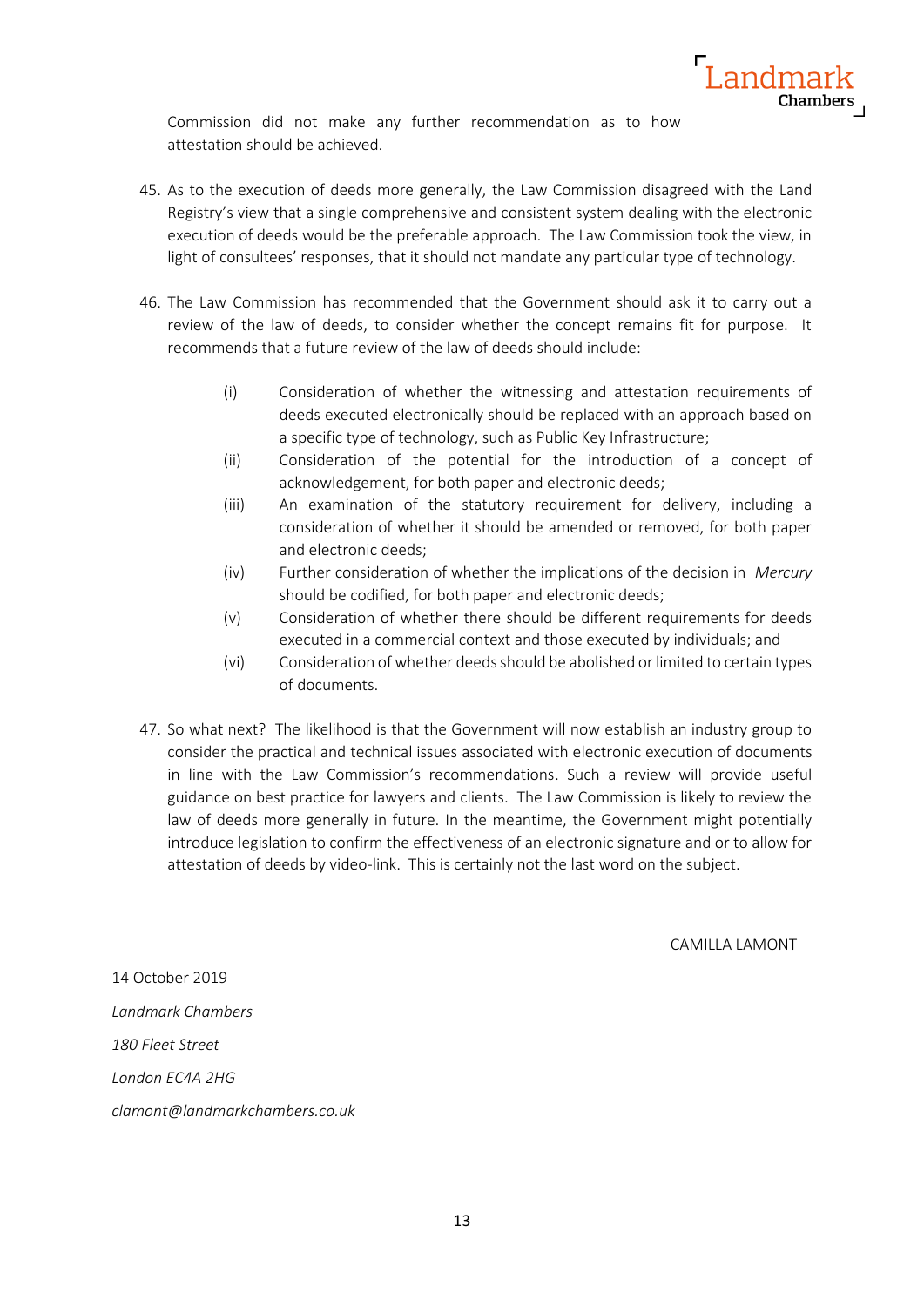Commission did not make any further recommendation as to how attestation should be achieved.

45. As to the execution of deeds more generally, the Law Commission disagreed with the Land Registry's view that a single comprehensive and consistent system dealing with the electronic execution of deeds would be the preferable approach. The Law Commission took the view, in light of consultees' responses, that it should not mandate any particular type of technology.

46. The Law Commission has recommended that the Government should ask it to carry out a review of the law of deeds, to consider whether the concept remains fit for purpose. It recommends that a future review of the law of deeds should include:

    (i) Consideration of whether the witnessing and attestation requirements of deeds executed electronically should be replaced with an approach based on a specific type of technology, such as Public Key Infrastructure;
    (ii) Consideration of the potential for the introduction of a concept of acknowledgement, for both paper and electronic deeds;
    (iii) An examination of the statutory requirement for delivery, including a consideration of whether it should be amended or removed, for both paper and electronic deeds;
    (iv) Further consideration of whether the implications of the decision in *Mercury* should be codified, for both paper and electronic deeds;
    (v) Consideration of whether there should be different requirements for deeds executed in a commercial context and those executed by individuals; and
    (vi) Consideration of whether deeds should be abolished or limited to certain types of documents.

47. So what next? The likelihood is that the Government will now establish an industry group to consider the practical and technical issues associated with electronic execution of documents in line with the Law Commission's recommendations. Such a review will provide useful guidance on best practice for lawyers and clients. The Law Commission is likely to review the law of deeds more generally in future. In the meantime, the Government might potentially introduce legislation to confirm the effectiveness of an electronic signature and or to allow for attestation of deeds by video-link. This is certainly not the last word on the subject.

CAMILLA LAMONT

14 October 2019

*Landmark Chambers*

*180 Fleet Street*

*London EC4A 2HG*

*clamont@landmarkchambers.co.uk*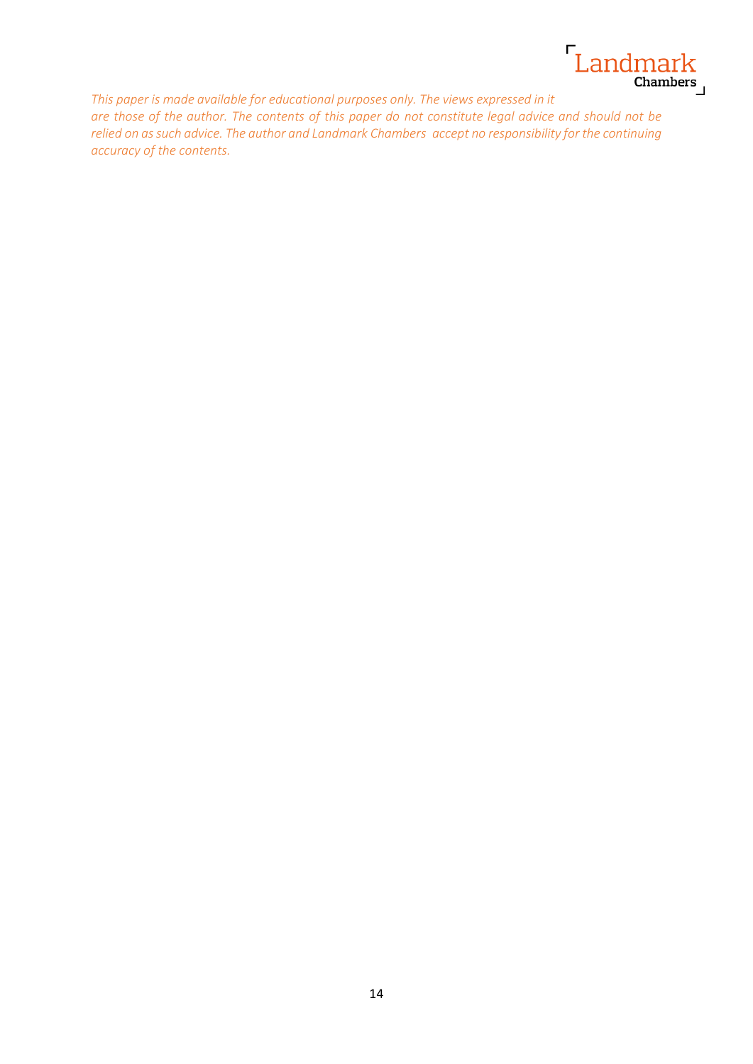*This paper is made available for educational purposes only. The views expressed in it are those of the author. The contents of this paper do not constitute legal advice and should not be relied on as such advice. The author and Landmark Chambers accept no responsibility for the continuing accuracy of the contents.*